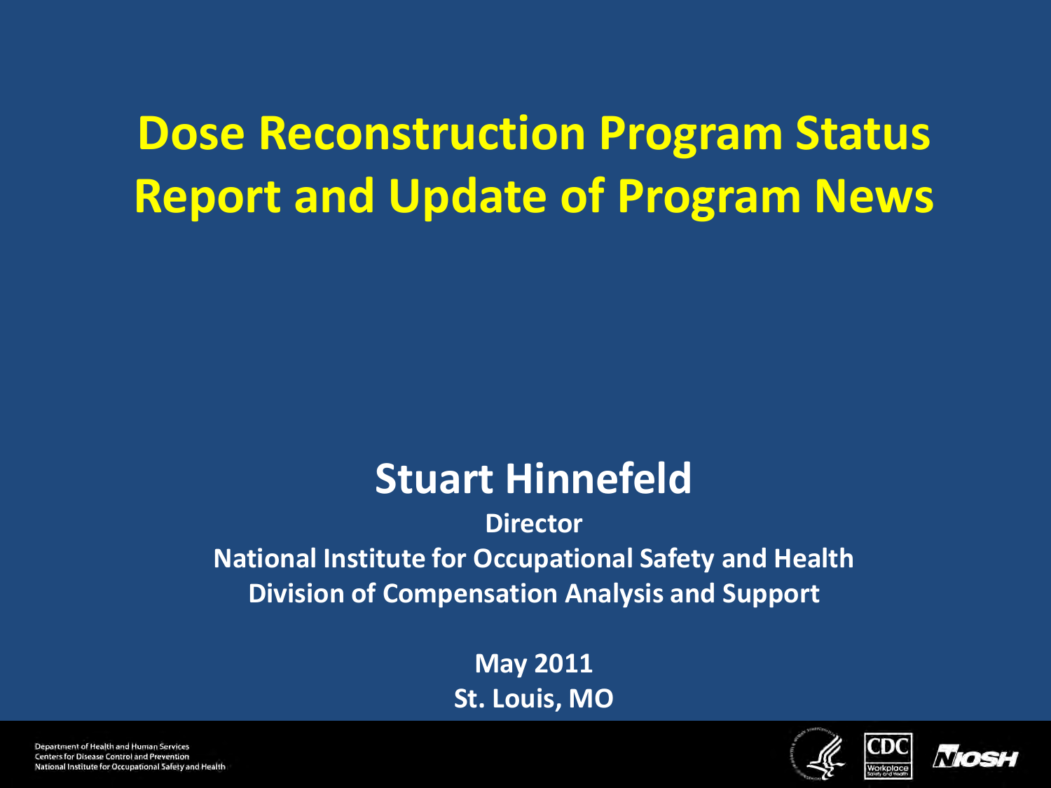# Dose Reconstruction Program Status Report and Update of Program News

## Stuart Hinnefeld

**Director**

**National Institute for Occupational Safety and Health**

**Division of Compensation Analysis and Support**

**May 2011**

**St. Louis, MO**

Department of Health and Human Services
Centers for Disease Control and Prevention
National Institute for Occupational Safety and Health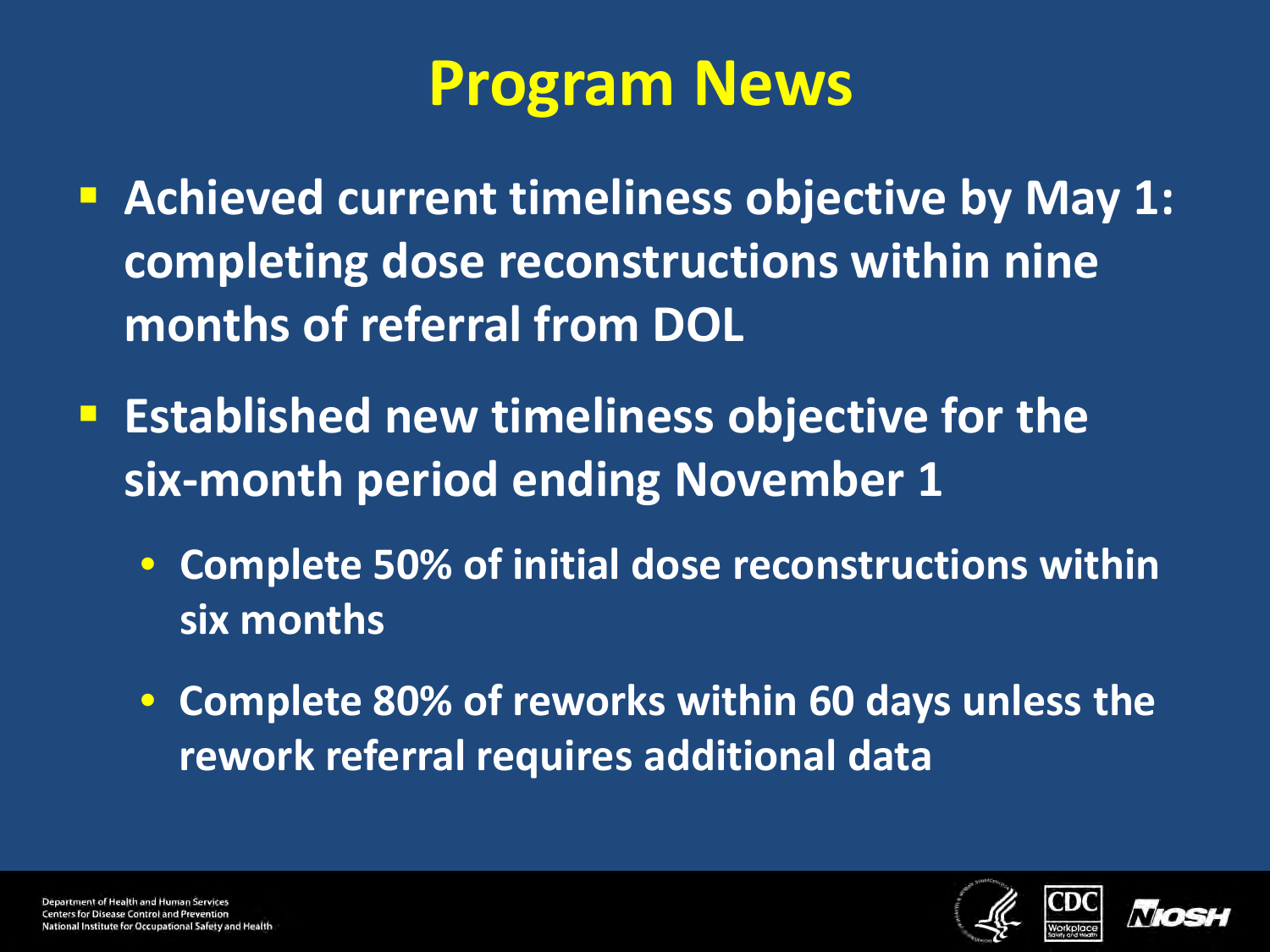# Program News

- Achieved current timeliness objective by May 1: completing dose reconstructions within nine months of referral from DOL
- Established new timeliness objective for the six-month period ending November 1
  - Complete 50% of initial dose reconstructions within six months
  - Complete 80% of reworks within 60 days unless the rework referral requires additional data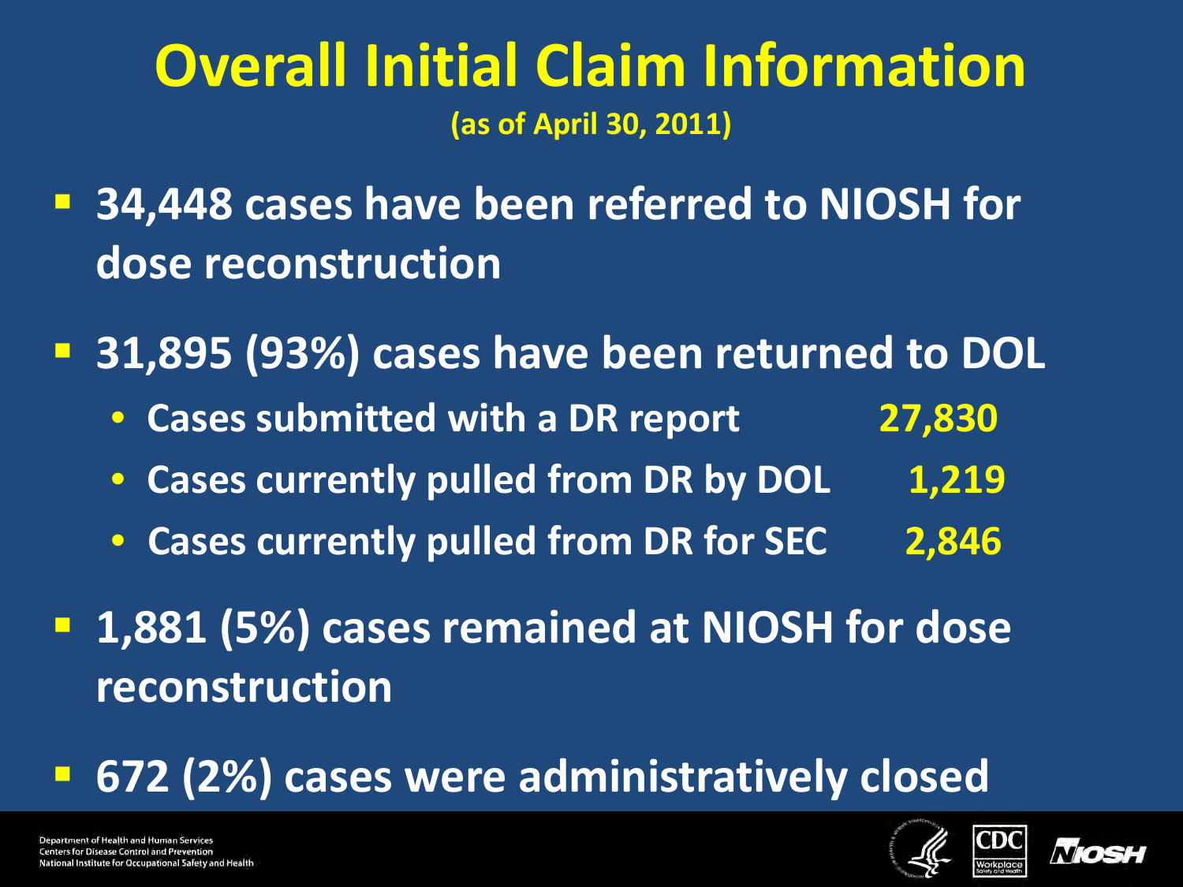# Overall Initial Claim Information

**(as of April 30, 2011)**

- **34,448 cases have been referred to NIOSH for dose reconstruction**
- **31,895 (93%) cases have been returned to DOL**
  - Cases submitted with a DR report 27,830
  - Cases currently pulled from DR by DOL 1,219
  - Cases currently pulled from DR for SEC 2,846
- **1,881 (5%) cases remained at NIOSH for dose reconstruction**
- **672 (2%) cases were administratively closed**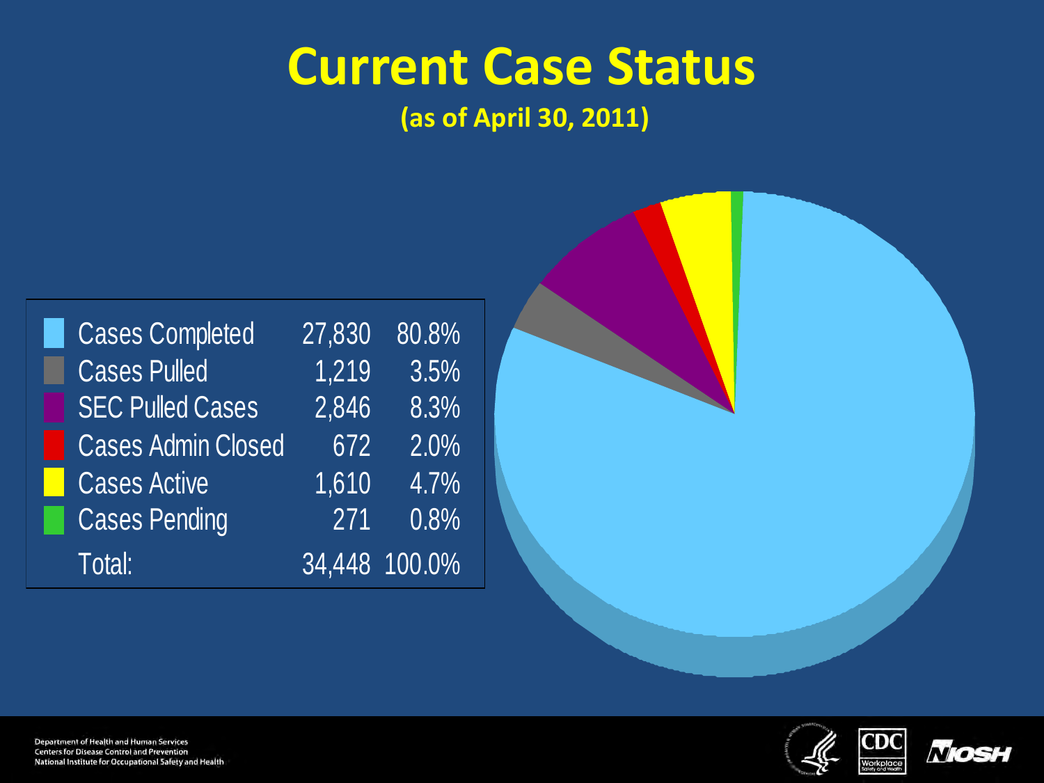# Current Case Status

**(as of April 30, 2011)**

| Status | Count | Percent |
|---|---|---|
| Cases Completed | 27,830 | 80.8% |
| Cases Pulled | 1,219 | 3.5% |
| SEC Pulled Cases | 2,846 | 8.3% |
| Cases Admin Closed | 672 | 2.0% |
| Cases Active | 1,610 | 4.7% |
| Cases Pending | 271 | 0.8% |
| Total: | 34,448 | 100.0% |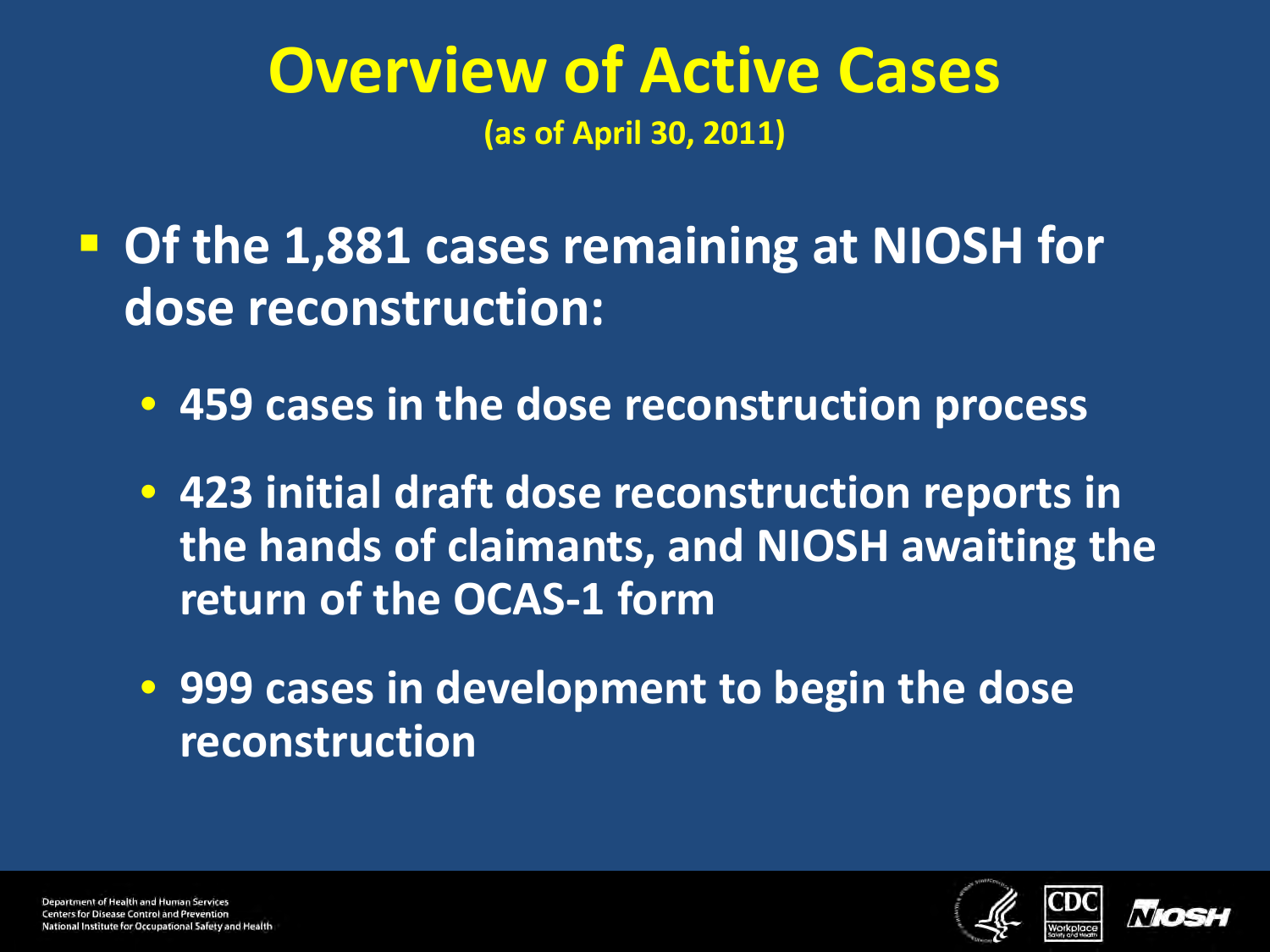# Overview of Active Cases

**(as of April 30, 2011)**

- **Of the 1,881 cases remaining at NIOSH for dose reconstruction:**
  - **459 cases in the dose reconstruction process**
  - **423 initial draft dose reconstruction reports in the hands of claimants, and NIOSH awaiting the return of the OCAS-1 form**
  - **999 cases in development to begin the dose reconstruction**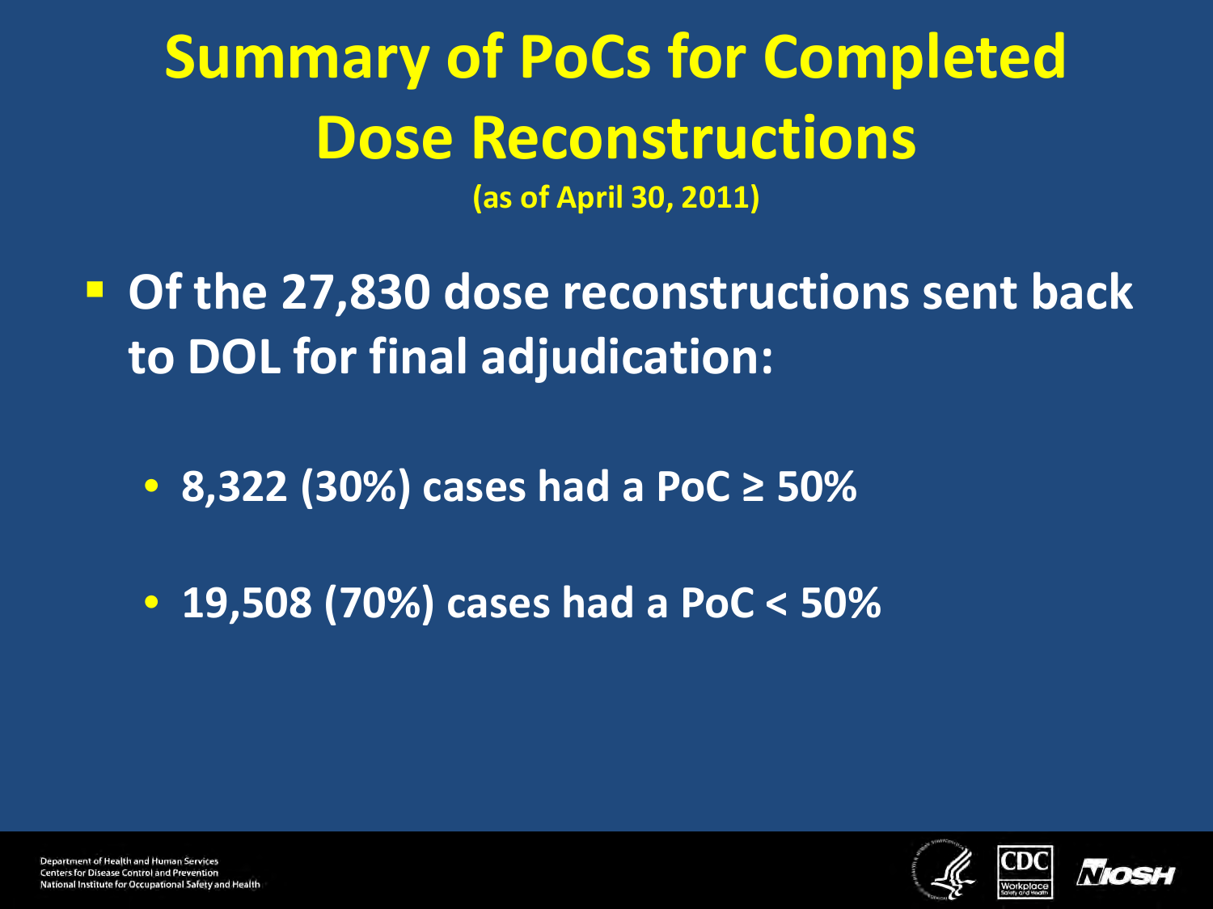# Summary of PoCs for Completed Dose Reconstructions

**(as of April 30, 2011)**

- **Of the 27,830 dose reconstructions sent back to DOL for final adjudication:**
  - **8,322 (30%) cases had a PoC ≥ 50%**
  - **19,508 (70%) cases had a PoC < 50%**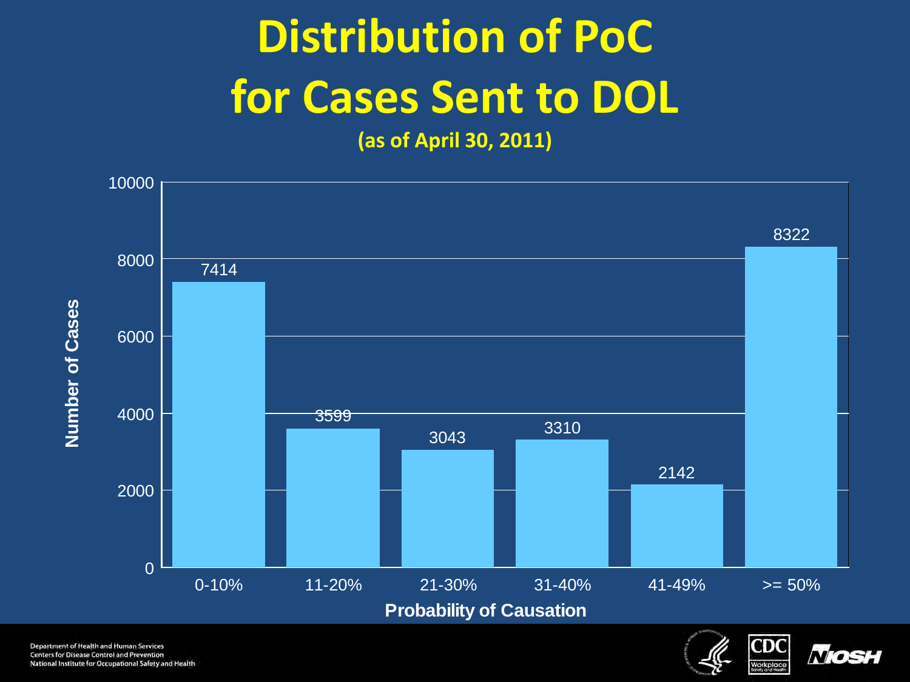# Distribution of PoC for Cases Sent to DOL

**(as of April 30, 2011)**

| Probability of Causation | Number of Cases |
|---|---|
| 0-10% | 7414 |
| 11-20% | 3599 |
| 21-30% | 3043 |
| 31-40% | 3310 |
| 41-49% | 2142 |
| >= 50% | 8322 |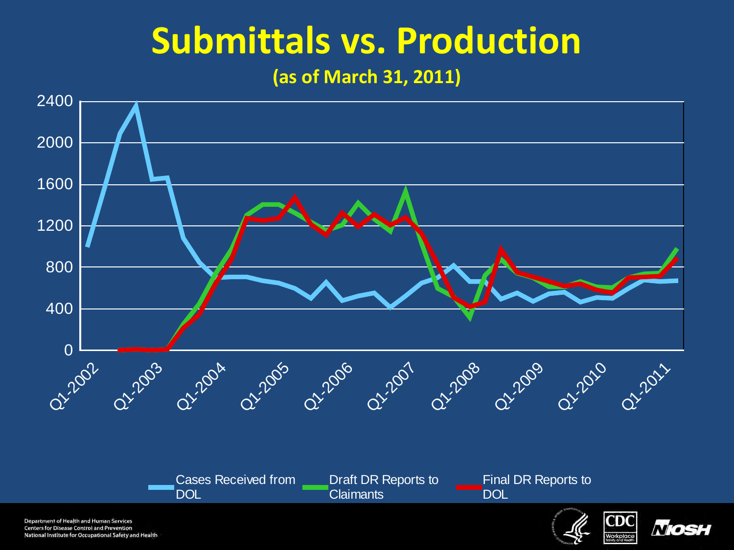# Submittals vs. Production

**(as of March 31, 2011)**

Legend: Cases Received from DOL; Draft DR Reports to Claimants; Final DR Reports to DOL

Y-axis: 0, 400, 800, 1200, 1600, 2000, 2400

X-axis: Q1-2002, Q1-2003, Q1-2004, Q1-2005, Q1-2006, Q1-2007, Q1-2008, Q1-2009, Q1-2010, Q1-2011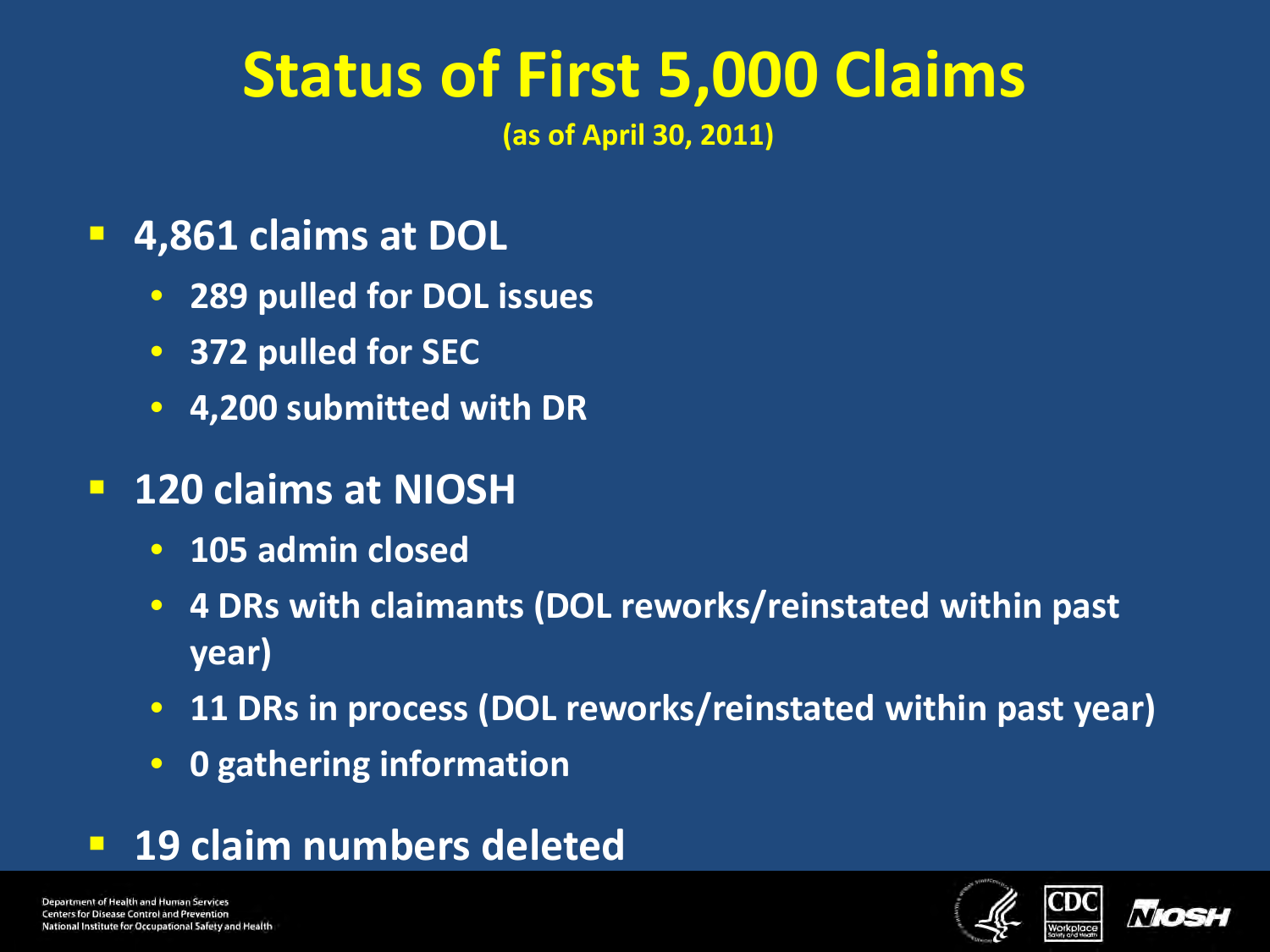# Status of First 5,000 Claims

**(as of April 30, 2011)**

- **4,861 claims at DOL**
  - **289 pulled for DOL issues**
  - **372 pulled for SEC**
  - **4,200 submitted with DR**
- **120 claims at NIOSH**
  - **105 admin closed**
  - **4 DRs with claimants (DOL reworks/reinstated within past year)**
  - **11 DRs in process (DOL reworks/reinstated within past year)**
  - **0 gathering information**
- **19 claim numbers deleted**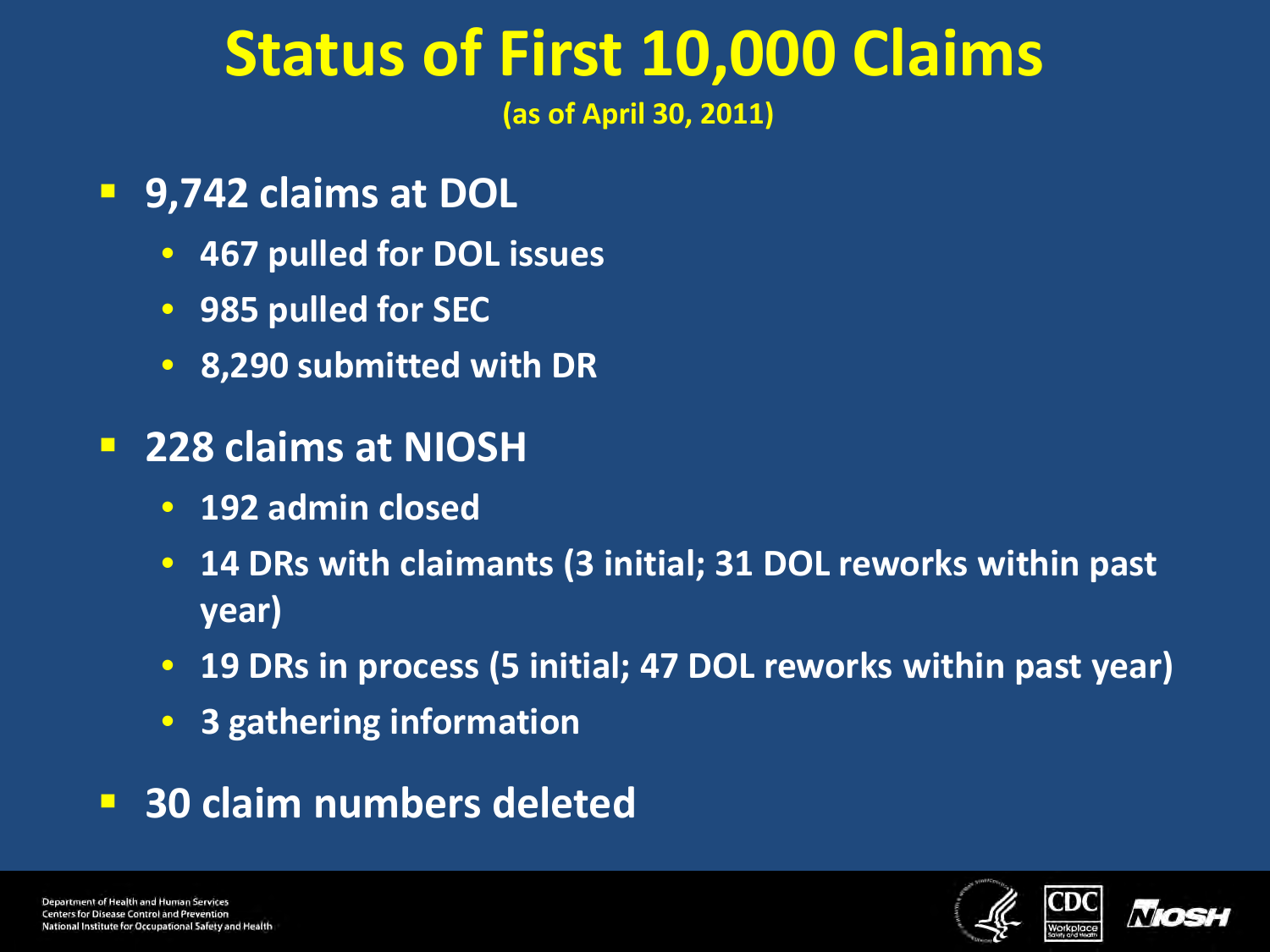# Status of First 10,000 Claims

**(as of April 30, 2011)**

- **9,742 claims at DOL**
  - **467 pulled for DOL issues**
  - **985 pulled for SEC**
  - **8,290 submitted with DR**
- **228 claims at NIOSH**
  - **192 admin closed**
  - **14 DRs with claimants (3 initial; 31 DOL reworks within past year)**
  - **19 DRs in process (5 initial; 47 DOL reworks within past year)**
  - **3 gathering information**
- **30 claim numbers deleted**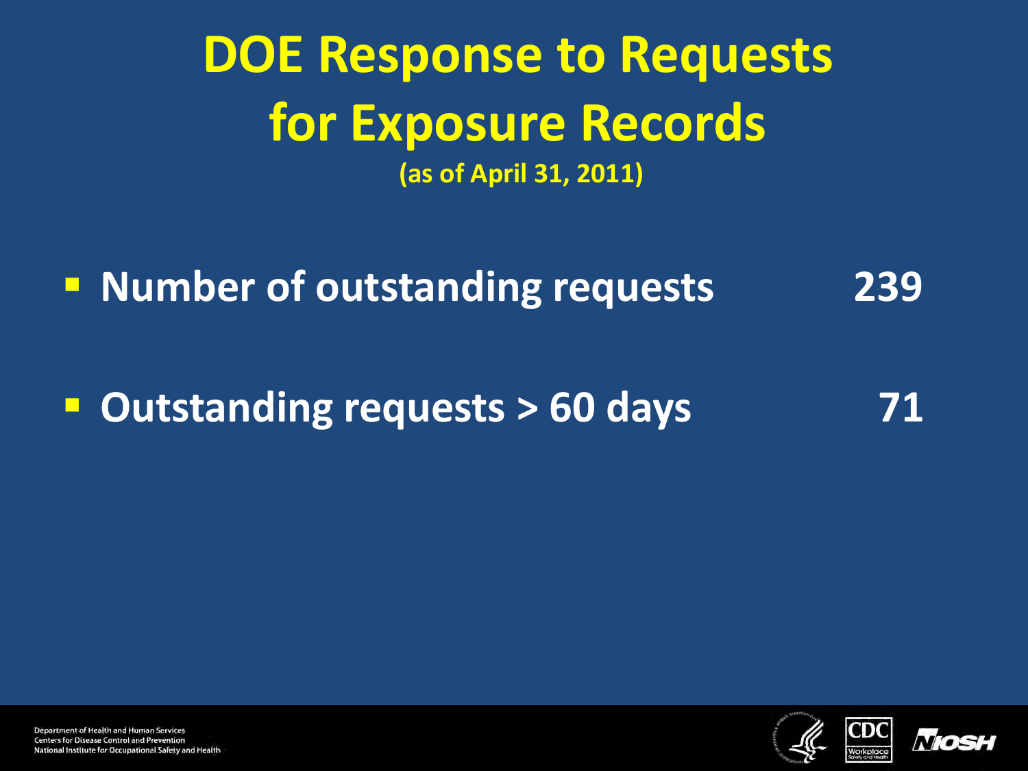# DOE Response to Requests for Exposure Records

**(as of April 31, 2011)**

- **Number of outstanding requests** **239**
- **Outstanding requests > 60 days** **71**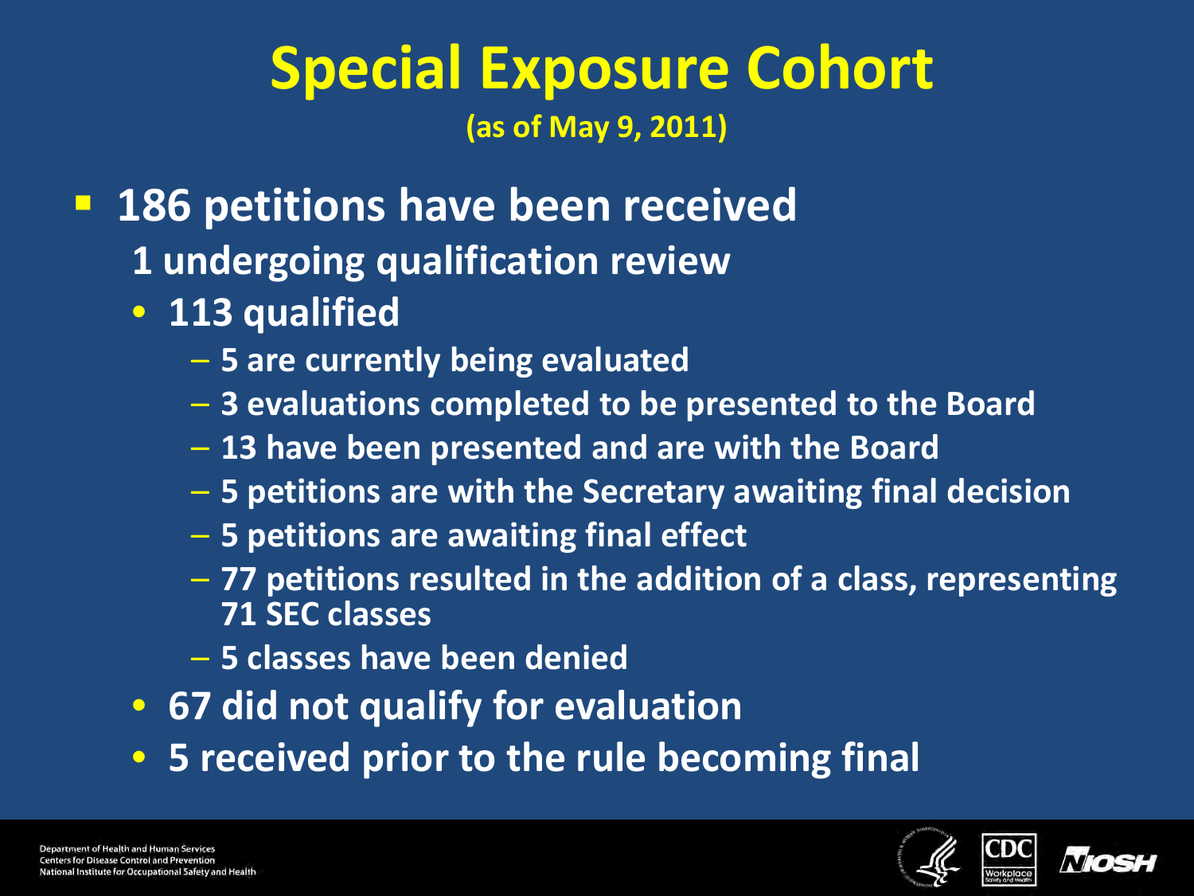# Special Exposure Cohort

**(as of May 9, 2011)**

- **186 petitions have been received**
  - **1 undergoing qualification review**
  - **113 qualified**
    - **5 are currently being evaluated**
    - **3 evaluations completed to be presented to the Board**
    - **13 have been presented and are with the Board**
    - **5 petitions are with the Secretary awaiting final decision**
    - **5 petitions are awaiting final effect**
    - **77 petitions resulted in the addition of a class, representing 71 SEC classes**
    - **5 classes have been denied**
  - **67 did not qualify for evaluation**
  - **5 received prior to the rule becoming final**

Department of Health and Human Services
Centers for Disease Control and Prevention
National Institute for Occupational Safety and Health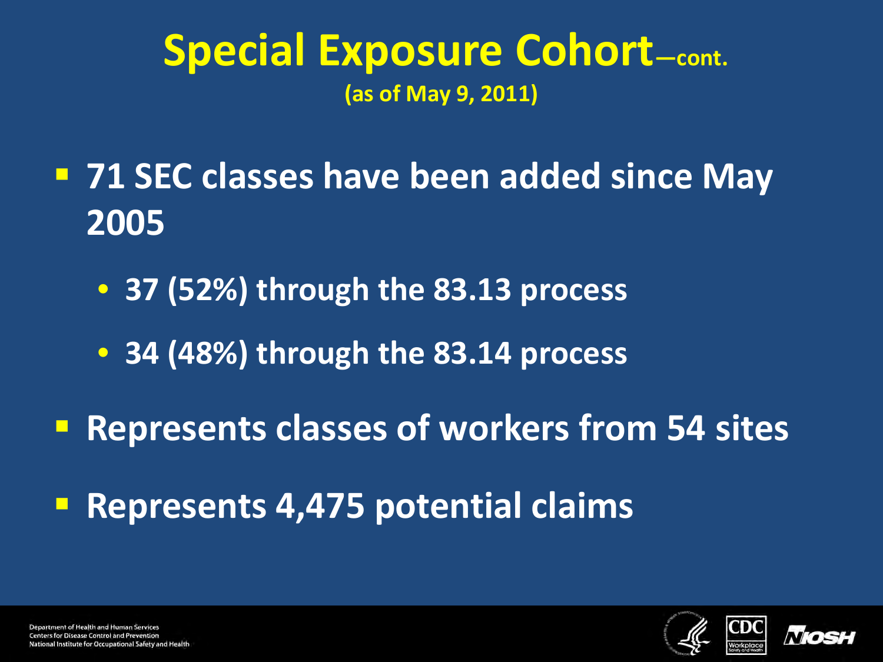# Special Exposure Cohort—cont.

**(as of May 9, 2011)**

- **71 SEC classes have been added since May 2005**
  - **37 (52%) through the 83.13 process**
  - **34 (48%) through the 83.14 process**
- **Represents classes of workers from 54 sites**
- **Represents 4,475 potential claims**